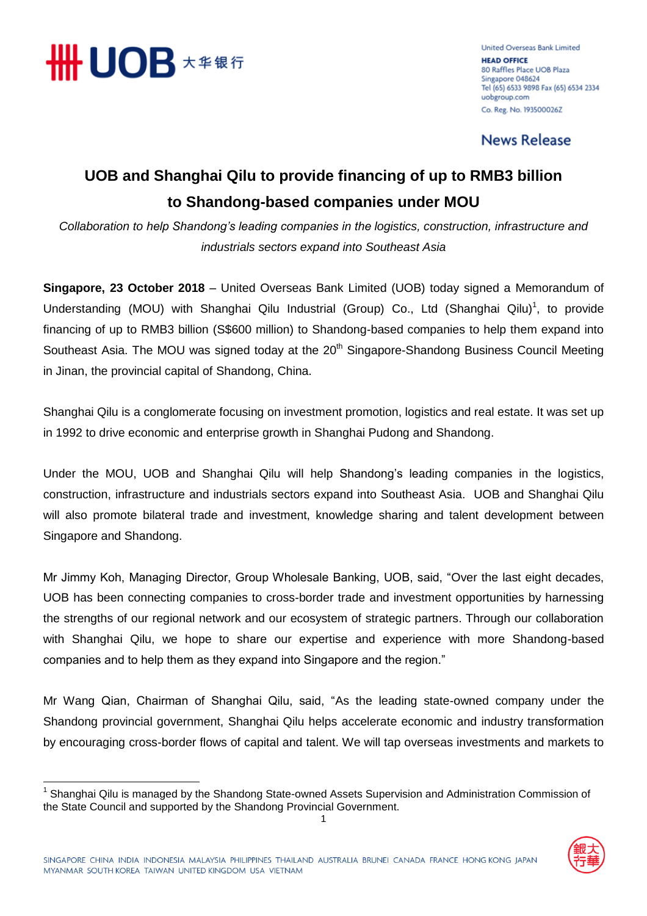United Overseas Bank Limited
**HEAD OFFICE**
80 Raffles Place UOB Plaza
Singapore 048624
Tel (65) 6533 9898 Fax (65) 6534 2334
uobgroup.com
Co. Reg. No. 193500026Z

**News Release**

# UOB and Shanghai Qilu to provide financing of up to RMB3 billion to Shandong-based companies under MOU

*Collaboration to help Shandong's leading companies in the logistics, construction, infrastructure and industrials sectors expand into Southeast Asia*

**Singapore, 23 October 2018** – United Overseas Bank Limited (UOB) today signed a Memorandum of Understanding (MOU) with Shanghai Qilu Industrial (Group) Co., Ltd (Shanghai Qilu)[1], to provide financing of up to RMB3 billion (S$600 million) to Shandong-based companies to help them expand into Southeast Asia. The MOU was signed today at the 20th Singapore-Shandong Business Council Meeting in Jinan, the provincial capital of Shandong, China.

Shanghai Qilu is a conglomerate focusing on investment promotion, logistics and real estate. It was set up in 1992 to drive economic and enterprise growth in Shanghai Pudong and Shandong.

Under the MOU, UOB and Shanghai Qilu will help Shandong's leading companies in the logistics, construction, infrastructure and industrials sectors expand into Southeast Asia. UOB and Shanghai Qilu will also promote bilateral trade and investment, knowledge sharing and talent development between Singapore and Shandong.

Mr Jimmy Koh, Managing Director, Group Wholesale Banking, UOB, said, "Over the last eight decades, UOB has been connecting companies to cross-border trade and investment opportunities by harnessing the strengths of our regional network and our ecosystem of strategic partners. Through our collaboration with Shanghai Qilu, we hope to share our expertise and experience with more Shandong-based companies and to help them as they expand into Singapore and the region."

Mr Wang Qian, Chairman of Shanghai Qilu, said, "As the leading state-owned company under the Shandong provincial government, Shanghai Qilu helps accelerate economic and industry transformation by encouraging cross-border flows of capital and talent. We will tap overseas investments and markets to

[1] Shanghai Qilu is managed by the Shandong State-owned Assets Supervision and Administration Commission of the State Council and supported by the Shandong Provincial Government.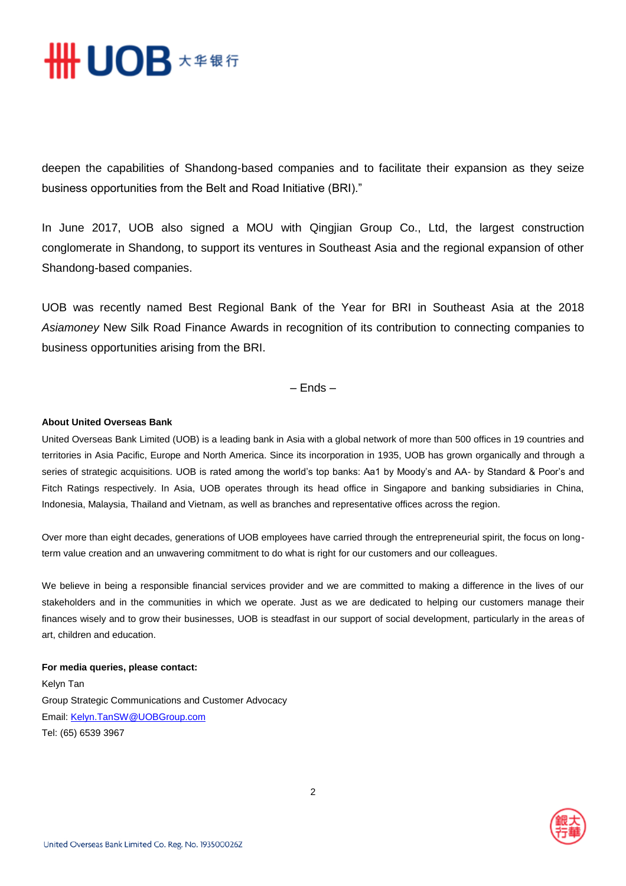deepen the capabilities of Shandong-based companies and to facilitate their expansion as they seize business opportunities from the Belt and Road Initiative (BRI)."

In June 2017, UOB also signed a MOU with Qingjian Group Co., Ltd, the largest construction conglomerate in Shandong, to support its ventures in Southeast Asia and the regional expansion of other Shandong-based companies.

UOB was recently named Best Regional Bank of the Year for BRI in Southeast Asia at the 2018 *Asiamoney* New Silk Road Finance Awards in recognition of its contribution to connecting companies to business opportunities arising from the BRI.

– Ends –

**About United Overseas Bank**

United Overseas Bank Limited (UOB) is a leading bank in Asia with a global network of more than 500 offices in 19 countries and territories in Asia Pacific, Europe and North America. Since its incorporation in 1935, UOB has grown organically and through a series of strategic acquisitions. UOB is rated among the world's top banks: Aa1 by Moody's and AA- by Standard & Poor's and Fitch Ratings respectively. In Asia, UOB operates through its head office in Singapore and banking subsidiaries in China, Indonesia, Malaysia, Thailand and Vietnam, as well as branches and representative offices across the region.

Over more than eight decades, generations of UOB employees have carried through the entrepreneurial spirit, the focus on long-term value creation and an unwavering commitment to do what is right for our customers and our colleagues.

We believe in being a responsible financial services provider and we are committed to making a difference in the lives of our stakeholders and in the communities in which we operate. Just as we are dedicated to helping our customers manage their finances wisely and to grow their businesses, UOB is steadfast in our support of social development, particularly in the areas of art, children and education.

**For media queries, please contact:**

Kelyn Tan
Group Strategic Communications and Customer Advocacy
Email: Kelyn.TanSW@UOBGroup.com
Tel: (65) 6539 3967